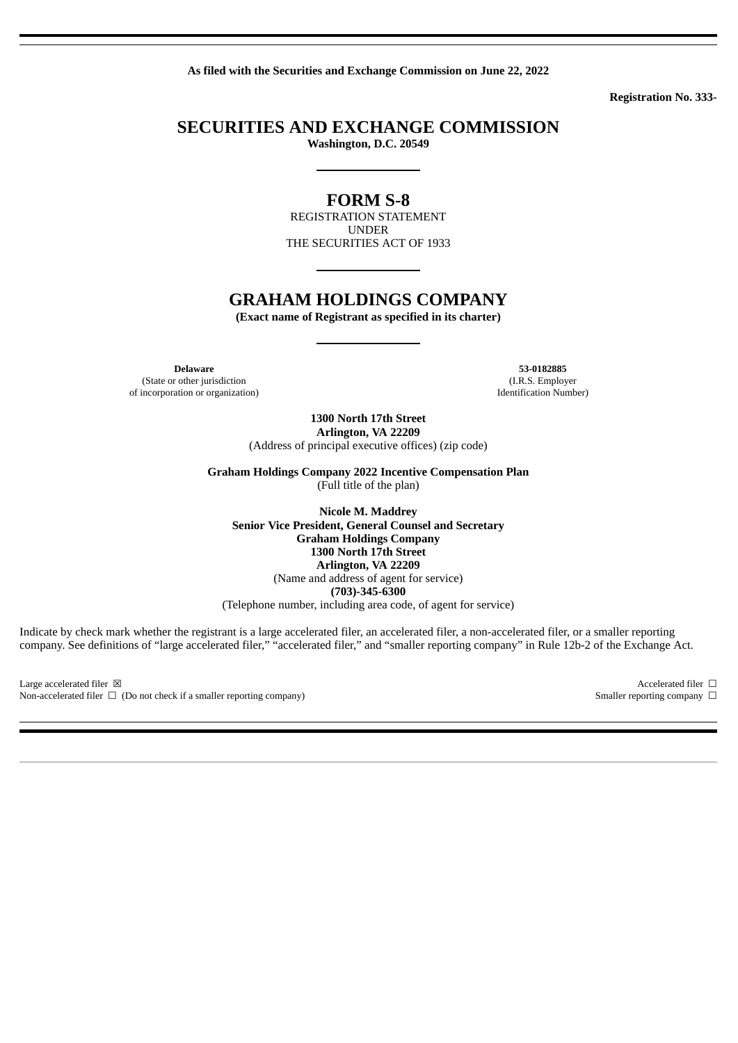**As filed with the Securities and Exchange Commission on June 22, 2022**

**Registration No. 333-**

# SECURITIES AND EXCHANGE COMMISSION

**Washington, D.C. 20549**

# FORM S-8

REGISTRATION STATEMENT
UNDER
THE SECURITIES ACT OF 1933

# GRAHAM HOLDINGS COMPANY

**(Exact name of Registrant as specified in its charter)**

| **Delaware** | **53-0182885** |
|---|---|
| (State or other jurisdiction of incorporation or organization) | (I.R.S. Employer Identification Number) |

**1300 North 17th Street**
**Arlington, VA 22209**
(Address of principal executive offices) (zip code)

**Graham Holdings Company 2022 Incentive Compensation Plan**
(Full title of the plan)

**Nicole M. Maddrey**
**Senior Vice President, General Counsel and Secretary**
**Graham Holdings Company**
**1300 North 17th Street**
**Arlington, VA 22209**
(Name and address of agent for service)
**(703)-345-6300**
(Telephone number, including area code, of agent for service)

Indicate by check mark whether the registrant is a large accelerated filer, an accelerated filer, a non-accelerated filer, or a smaller reporting company. See definitions of "large accelerated filer," "accelerated filer," and "smaller reporting company" in Rule 12b-2 of the Exchange Act.

| | |
|---|---|
| Large accelerated filer ☒ | Accelerated filer ☐ |
| Non-accelerated filer ☐ (Do not check if a smaller reporting company) | Smaller reporting company ☐ |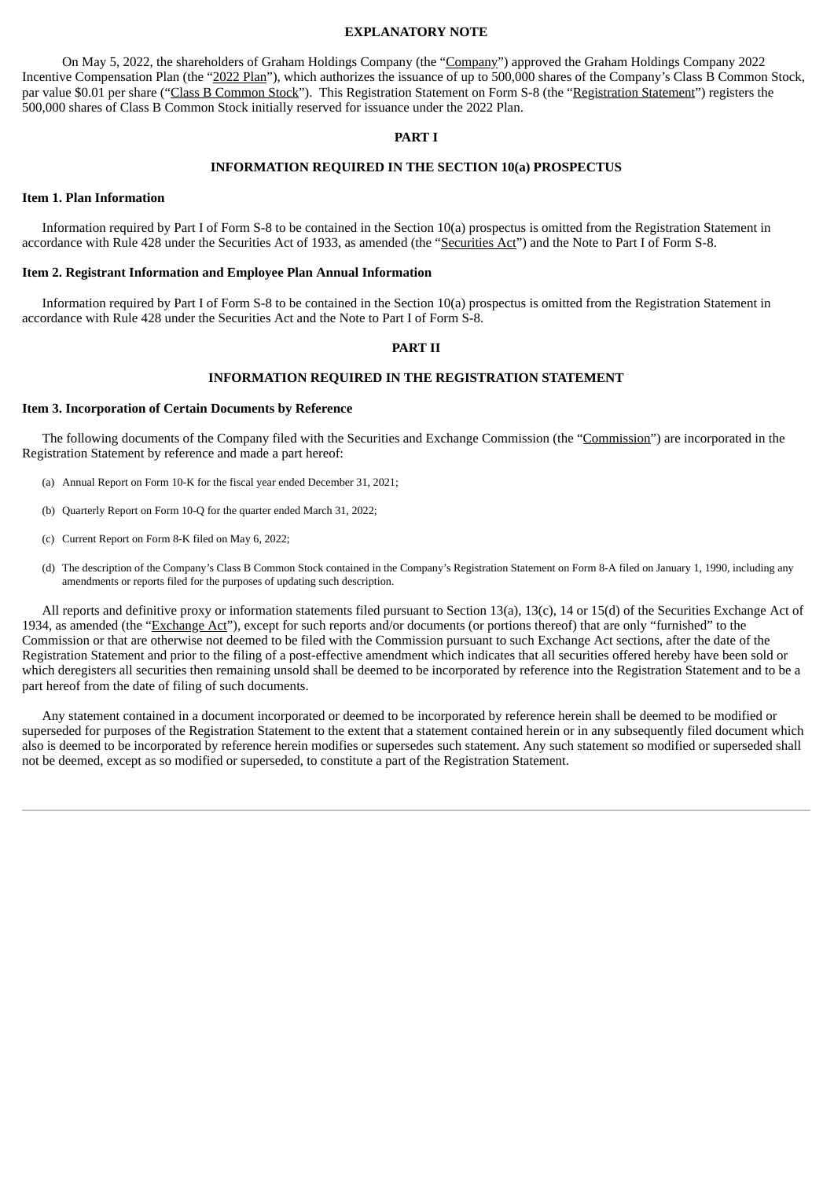## EXPLANATORY NOTE

On May 5, 2022, the shareholders of Graham Holdings Company (the "Company") approved the Graham Holdings Company 2022 Incentive Compensation Plan (the "2022 Plan"), which authorizes the issuance of up to 500,000 shares of the Company's Class B Common Stock, par value $0.01 per share ("Class B Common Stock"). This Registration Statement on Form S-8 (the "Registration Statement") registers the 500,000 shares of Class B Common Stock initially reserved for issuance under the 2022 Plan.

## PART I

## INFORMATION REQUIRED IN THE SECTION 10(a) PROSPECTUS

### Item 1. Plan Information

Information required by Part I of Form S-8 to be contained in the Section 10(a) prospectus is omitted from the Registration Statement in accordance with Rule 428 under the Securities Act of 1933, as amended (the "Securities Act") and the Note to Part I of Form S-8.

### Item 2. Registrant Information and Employee Plan Annual Information

Information required by Part I of Form S-8 to be contained in the Section 10(a) prospectus is omitted from the Registration Statement in accordance with Rule 428 under the Securities Act and the Note to Part I of Form S-8.

## PART II

## INFORMATION REQUIRED IN THE REGISTRATION STATEMENT

### Item 3. Incorporation of Certain Documents by Reference

The following documents of the Company filed with the Securities and Exchange Commission (the "Commission") are incorporated in the Registration Statement by reference and made a part hereof:

(a) Annual Report on Form 10-K for the fiscal year ended December 31, 2021;

(b) Quarterly Report on Form 10-Q for the quarter ended March 31, 2022;

(c) Current Report on Form 8-K filed on May 6, 2022;

(d) The description of the Company's Class B Common Stock contained in the Company's Registration Statement on Form 8-A filed on January 1, 1990, including any amendments or reports filed for the purposes of updating such description.

All reports and definitive proxy or information statements filed pursuant to Section 13(a), 13(c), 14 or 15(d) of the Securities Exchange Act of 1934, as amended (the "Exchange Act"), except for such reports and/or documents (or portions thereof) that are only "furnished" to the Commission or that are otherwise not deemed to be filed with the Commission pursuant to such Exchange Act sections, after the date of the Registration Statement and prior to the filing of a post-effective amendment which indicates that all securities offered hereby have been sold or which deregisters all securities then remaining unsold shall be deemed to be incorporated by reference into the Registration Statement and to be a part hereof from the date of filing of such documents.

Any statement contained in a document incorporated or deemed to be incorporated by reference herein shall be deemed to be modified or superseded for purposes of the Registration Statement to the extent that a statement contained herein or in any subsequently filed document which also is deemed to be incorporated by reference herein modifies or supersedes such statement. Any such statement so modified or superseded shall not be deemed, except as so modified or superseded, to constitute a part of the Registration Statement.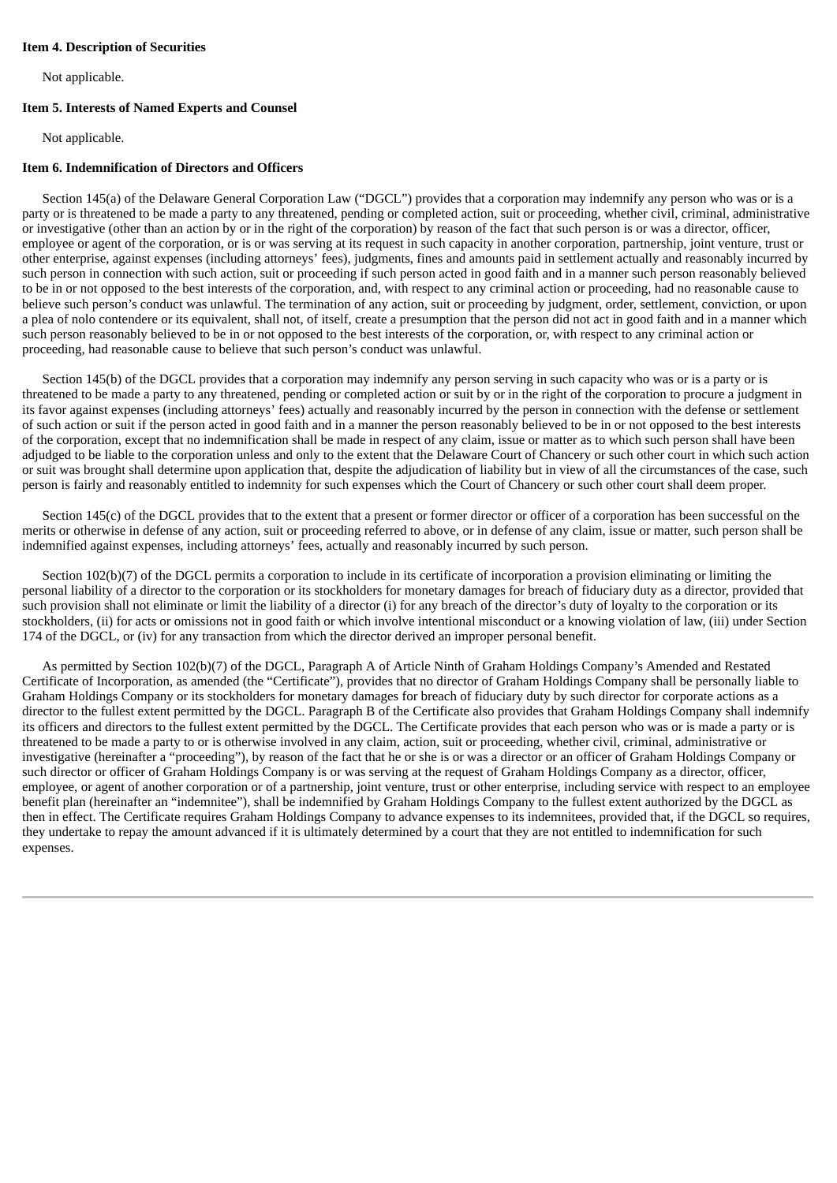**Item 4. Description of Securities**

Not applicable.

**Item 5. Interests of Named Experts and Counsel**

Not applicable.

**Item 6. Indemnification of Directors and Officers**

Section 145(a) of the Delaware General Corporation Law (“DGCL”) provides that a corporation may indemnify any person who was or is a party or is threatened to be made a party to any threatened, pending or completed action, suit or proceeding, whether civil, criminal, administrative or investigative (other than an action by or in the right of the corporation) by reason of the fact that such person is or was a director, officer, employee or agent of the corporation, or is or was serving at its request in such capacity in another corporation, partnership, joint venture, trust or other enterprise, against expenses (including attorneys’ fees), judgments, fines and amounts paid in settlement actually and reasonably incurred by such person in connection with such action, suit or proceeding if such person acted in good faith and in a manner such person reasonably believed to be in or not opposed to the best interests of the corporation, and, with respect to any criminal action or proceeding, had no reasonable cause to believe such person’s conduct was unlawful. The termination of any action, suit or proceeding by judgment, order, settlement, conviction, or upon a plea of nolo contendere or its equivalent, shall not, of itself, create a presumption that the person did not act in good faith and in a manner which such person reasonably believed to be in or not opposed to the best interests of the corporation, or, with respect to any criminal action or proceeding, had reasonable cause to believe that such person’s conduct was unlawful.

Section 145(b) of the DGCL provides that a corporation may indemnify any person serving in such capacity who was or is a party or is threatened to be made a party to any threatened, pending or completed action or suit by or in the right of the corporation to procure a judgment in its favor against expenses (including attorneys’ fees) actually and reasonably incurred by the person in connection with the defense or settlement of such action or suit if the person acted in good faith and in a manner the person reasonably believed to be in or not opposed to the best interests of the corporation, except that no indemnification shall be made in respect of any claim, issue or matter as to which such person shall have been adjudged to be liable to the corporation unless and only to the extent that the Delaware Court of Chancery or such other court in which such action or suit was brought shall determine upon application that, despite the adjudication of liability but in view of all the circumstances of the case, such person is fairly and reasonably entitled to indemnity for such expenses which the Court of Chancery or such other court shall deem proper.

Section 145(c) of the DGCL provides that to the extent that a present or former director or officer of a corporation has been successful on the merits or otherwise in defense of any action, suit or proceeding referred to above, or in defense of any claim, issue or matter, such person shall be indemnified against expenses, including attorneys’ fees, actually and reasonably incurred by such person.

Section 102(b)(7) of the DGCL permits a corporation to include in its certificate of incorporation a provision eliminating or limiting the personal liability of a director to the corporation or its stockholders for monetary damages for breach of fiduciary duty as a director, provided that such provision shall not eliminate or limit the liability of a director (i) for any breach of the director’s duty of loyalty to the corporation or its stockholders, (ii) for acts or omissions not in good faith or which involve intentional misconduct or a knowing violation of law, (iii) under Section 174 of the DGCL, or (iv) for any transaction from which the director derived an improper personal benefit.

As permitted by Section 102(b)(7) of the DGCL, Paragraph A of Article Ninth of Graham Holdings Company’s Amended and Restated Certificate of Incorporation, as amended (the “Certificate”), provides that no director of Graham Holdings Company shall be personally liable to Graham Holdings Company or its stockholders for monetary damages for breach of fiduciary duty by such director for corporate actions as a director to the fullest extent permitted by the DGCL. Paragraph B of the Certificate also provides that Graham Holdings Company shall indemnify its officers and directors to the fullest extent permitted by the DGCL. The Certificate provides that each person who was or is made a party or is threatened to be made a party to or is otherwise involved in any claim, action, suit or proceeding, whether civil, criminal, administrative or investigative (hereinafter a “proceeding”), by reason of the fact that he or she is or was a director or an officer of Graham Holdings Company or such director or officer of Graham Holdings Company is or was serving at the request of Graham Holdings Company as a director, officer, employee, or agent of another corporation or of a partnership, joint venture, trust or other enterprise, including service with respect to an employee benefit plan (hereinafter an “indemnitee”), shall be indemnified by Graham Holdings Company to the fullest extent authorized by the DGCL as then in effect. The Certificate requires Graham Holdings Company to advance expenses to its indemnitees, provided that, if the DGCL so requires, they undertake to repay the amount advanced if it is ultimately determined by a court that they are not entitled to indemnification for such expenses.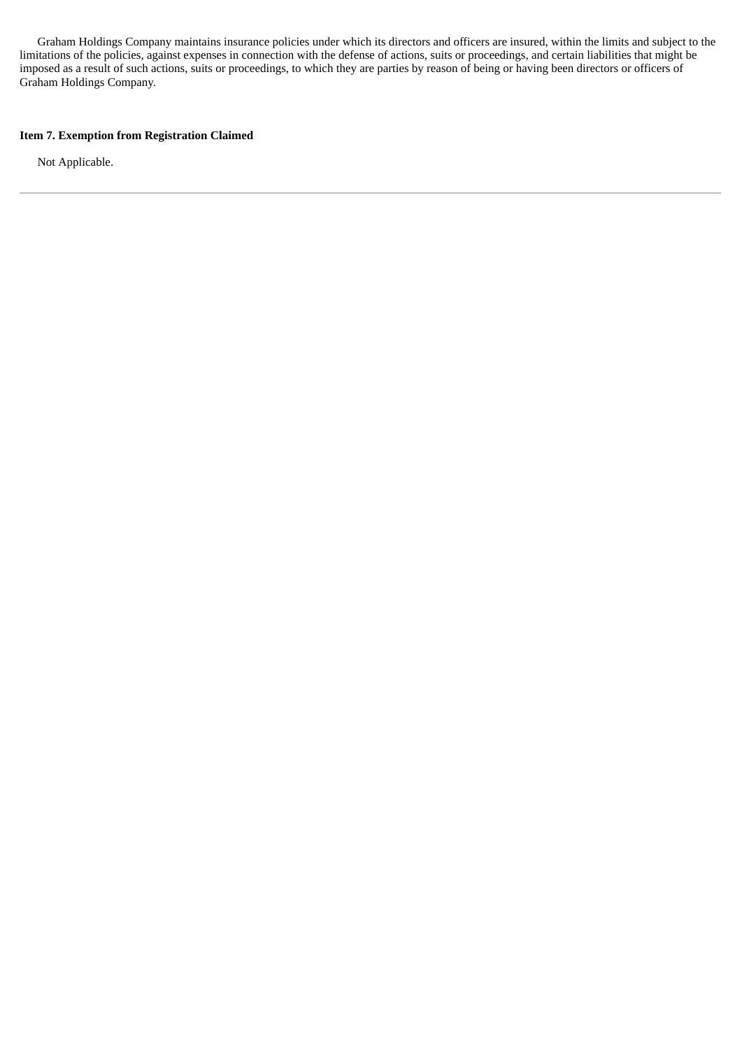Graham Holdings Company maintains insurance policies under which its directors and officers are insured, within the limits and subject to the limitations of the policies, against expenses in connection with the defense of actions, suits or proceedings, and certain liabilities that might be imposed as a result of such actions, suits or proceedings, to which they are parties by reason of being or having been directors or officers of Graham Holdings Company.

**Item 7. Exemption from Registration Claimed**

Not Applicable.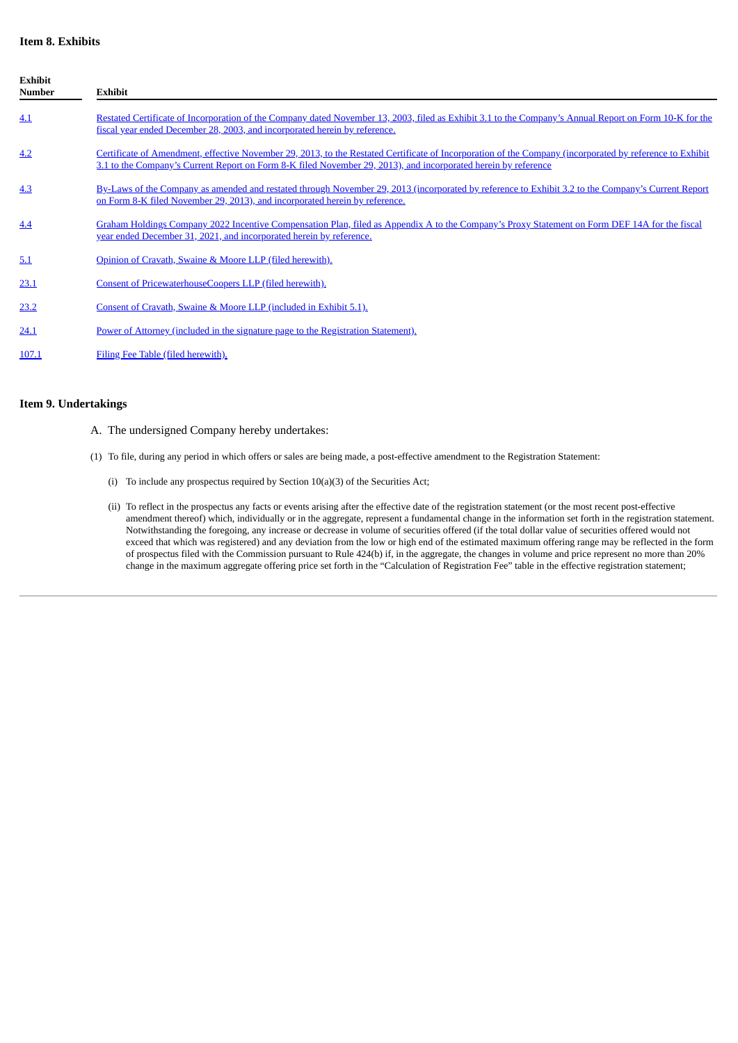## Item 8. Exhibits

| Exhibit Number | Exhibit |
|---|---|
| 4.1 | Restated Certificate of Incorporation of the Company dated November 13, 2003, filed as Exhibit 3.1 to the Company's Annual Report on Form 10-K for the fiscal year ended December 28, 2003, and incorporated herein by reference. |
| 4.2 | Certificate of Amendment, effective November 29, 2013, to the Restated Certificate of Incorporation of the Company (incorporated by reference to Exhibit 3.1 to the Company's Current Report on Form 8-K filed November 29, 2013), and incorporated herein by reference |
| 4.3 | By-Laws of the Company as amended and restated through November 29, 2013 (incorporated by reference to Exhibit 3.2 to the Company's Current Report on Form 8-K filed November 29, 2013), and incorporated herein by reference. |
| 4.4 | Graham Holdings Company 2022 Incentive Compensation Plan, filed as Appendix A to the Company's Proxy Statement on Form DEF 14A for the fiscal year ended December 31, 2021, and incorporated herein by reference. |
| 5.1 | Opinion of Cravath, Swaine & Moore LLP (filed herewith). |
| 23.1 | Consent of PricewaterhouseCoopers LLP (filed herewith). |
| 23.2 | Consent of Cravath, Swaine & Moore LLP (included in Exhibit 5.1). |
| 24.1 | Power of Attorney (included in the signature page to the Registration Statement). |
| 107.1 | Filing Fee Table (filed herewith). |

## Item 9. Undertakings

A. The undersigned Company hereby undertakes:

(1) To file, during any period in which offers or sales are being made, a post-effective amendment to the Registration Statement:

(i) To include any prospectus required by Section 10(a)(3) of the Securities Act;

(ii) To reflect in the prospectus any facts or events arising after the effective date of the registration statement (or the most recent post-effective amendment thereof) which, individually or in the aggregate, represent a fundamental change in the information set forth in the registration statement. Notwithstanding the foregoing, any increase or decrease in volume of securities offered (if the total dollar value of securities offered would not exceed that which was registered) and any deviation from the low or high end of the estimated maximum offering range may be reflected in the form of prospectus filed with the Commission pursuant to Rule 424(b) if, in the aggregate, the changes in volume and price represent no more than 20% change in the maximum aggregate offering price set forth in the "Calculation of Registration Fee" table in the effective registration statement;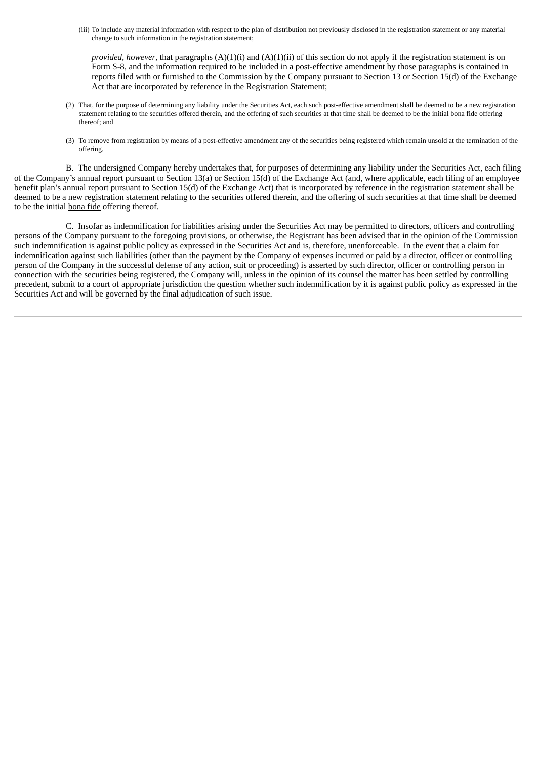(iii) To include any material information with respect to the plan of distribution not previously disclosed in the registration statement or any material change to such information in the registration statement;

*provided, however*, that paragraphs (A)(1)(i) and (A)(1)(ii) of this section do not apply if the registration statement is on Form S-8, and the information required to be included in a post-effective amendment by those paragraphs is contained in reports filed with or furnished to the Commission by the Company pursuant to Section 13 or Section 15(d) of the Exchange Act that are incorporated by reference in the Registration Statement;

(2) That, for the purpose of determining any liability under the Securities Act, each such post-effective amendment shall be deemed to be a new registration statement relating to the securities offered therein, and the offering of such securities at that time shall be deemed to be the initial bona fide offering thereof; and

(3) To remove from registration by means of a post-effective amendment any of the securities being registered which remain unsold at the termination of the offering.

B. The undersigned Company hereby undertakes that, for purposes of determining any liability under the Securities Act, each filing of the Company's annual report pursuant to Section 13(a) or Section 15(d) of the Exchange Act (and, where applicable, each filing of an employee benefit plan's annual report pursuant to Section 15(d) of the Exchange Act) that is incorporated by reference in the registration statement shall be deemed to be a new registration statement relating to the securities offered therein, and the offering of such securities at that time shall be deemed to be the initial bona fide offering thereof.

C. Insofar as indemnification for liabilities arising under the Securities Act may be permitted to directors, officers and controlling persons of the Company pursuant to the foregoing provisions, or otherwise, the Registrant has been advised that in the opinion of the Commission such indemnification is against public policy as expressed in the Securities Act and is, therefore, unenforceable. In the event that a claim for indemnification against such liabilities (other than the payment by the Company of expenses incurred or paid by a director, officer or controlling person of the Company in the successful defense of any action, suit or proceeding) is asserted by such director, officer or controlling person in connection with the securities being registered, the Company will, unless in the opinion of its counsel the matter has been settled by controlling precedent, submit to a court of appropriate jurisdiction the question whether such indemnification by it is against public policy as expressed in the Securities Act and will be governed by the final adjudication of such issue.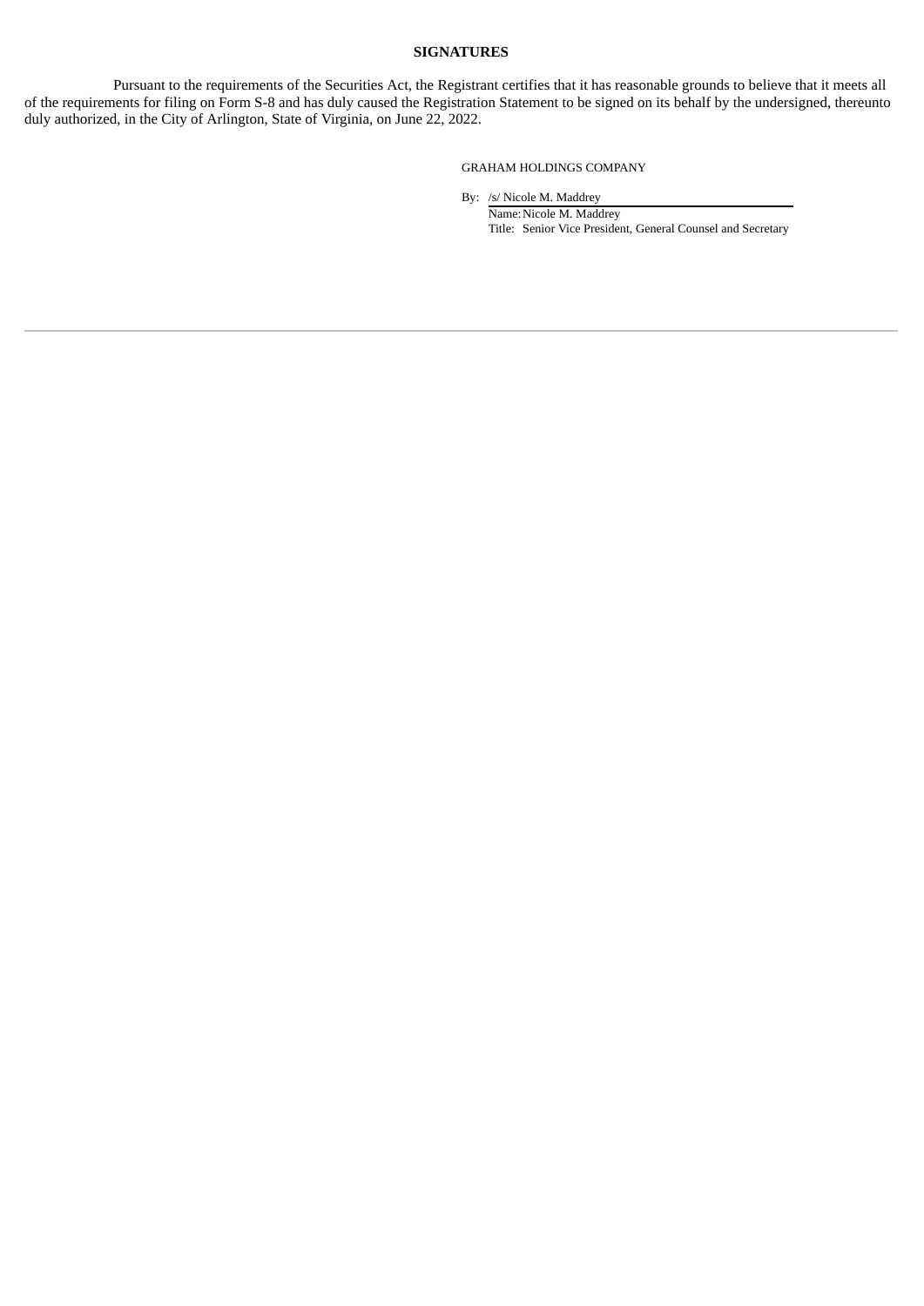## SIGNATURES

Pursuant to the requirements of the Securities Act, the Registrant certifies that it has reasonable grounds to believe that it meets all of the requirements for filing on Form S-8 and has duly caused the Registration Statement to be signed on its behalf by the undersigned, thereunto duly authorized, in the City of Arlington, State of Virginia, on June 22, 2022.

GRAHAM HOLDINGS COMPANY

By: /s/ Nicole M. Maddrey

Name: Nicole M. Maddrey

Title: Senior Vice President, General Counsel and Secretary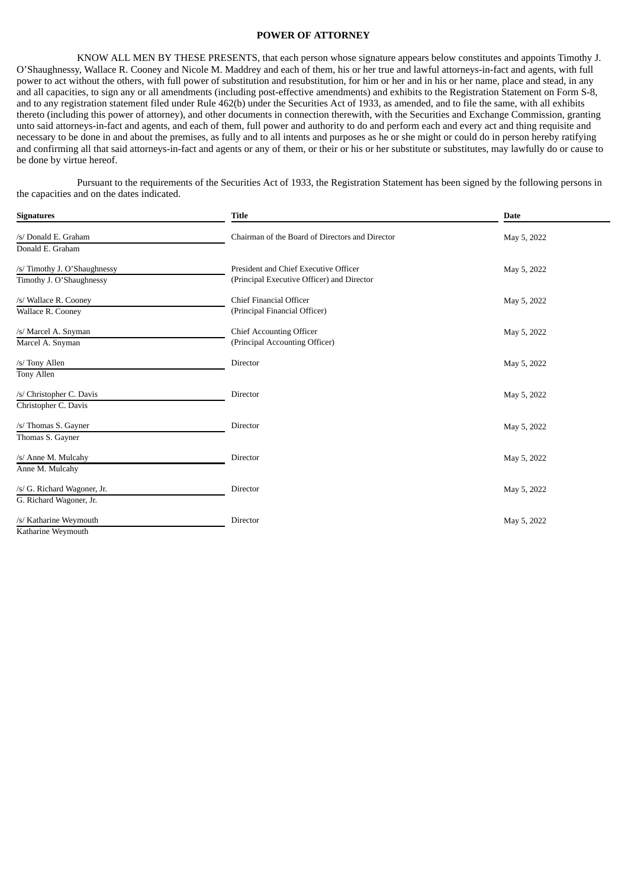**POWER OF ATTORNEY**

KNOW ALL MEN BY THESE PRESENTS, that each person whose signature appears below constitutes and appoints Timothy J. O'Shaughnessy, Wallace R. Cooney and Nicole M. Maddrey and each of them, his or her true and lawful attorneys-in-fact and agents, with full power to act without the others, with full power of substitution and resubstitution, for him or her and in his or her name, place and stead, in any and all capacities, to sign any or all amendments (including post-effective amendments) and exhibits to the Registration Statement on Form S-8, and to any registration statement filed under Rule 462(b) under the Securities Act of 1933, as amended, and to file the same, with all exhibits thereto (including this power of attorney), and other documents in connection therewith, with the Securities and Exchange Commission, granting unto said attorneys-in-fact and agents, and each of them, full power and authority to do and perform each and every act and thing requisite and necessary to be done in and about the premises, as fully and to all intents and purposes as he or she might or could do in person hereby ratifying and confirming all that said attorneys-in-fact and agents or any of them, or their or his or her substitute or substitutes, may lawfully do or cause to be done by virtue hereof.

Pursuant to the requirements of the Securities Act of 1933, the Registration Statement has been signed by the following persons in the capacities and on the dates indicated.

| Signatures | Title | Date |
|---|---|---|
| /s/ Donald E. Graham<br>Donald E. Graham | Chairman of the Board of Directors and Director | May 5, 2022 |
| /s/ Timothy J. O'Shaughnessy<br>Timothy J. O'Shaughnessy | President and Chief Executive Officer<br>(Principal Executive Officer) and Director | May 5, 2022 |
| /s/ Wallace R. Cooney<br>Wallace R. Cooney | Chief Financial Officer<br>(Principal Financial Officer) | May 5, 2022 |
| /s/ Marcel A. Snyman<br>Marcel A. Snyman | Chief Accounting Officer<br>(Principal Accounting Officer) | May 5, 2022 |
| /s/ Tony Allen<br>Tony Allen | Director | May 5, 2022 |
| /s/ Christopher C. Davis<br>Christopher C. Davis | Director | May 5, 2022 |
| /s/ Thomas S. Gayner<br>Thomas S. Gayner | Director | May 5, 2022 |
| /s/ Anne M. Mulcahy<br>Anne M. Mulcahy | Director | May 5, 2022 |
| /s/ G. Richard Wagoner, Jr.<br>G. Richard Wagoner, Jr. | Director | May 5, 2022 |
| /s/ Katharine Weymouth<br>Katharine Weymouth | Director | May 5, 2022 |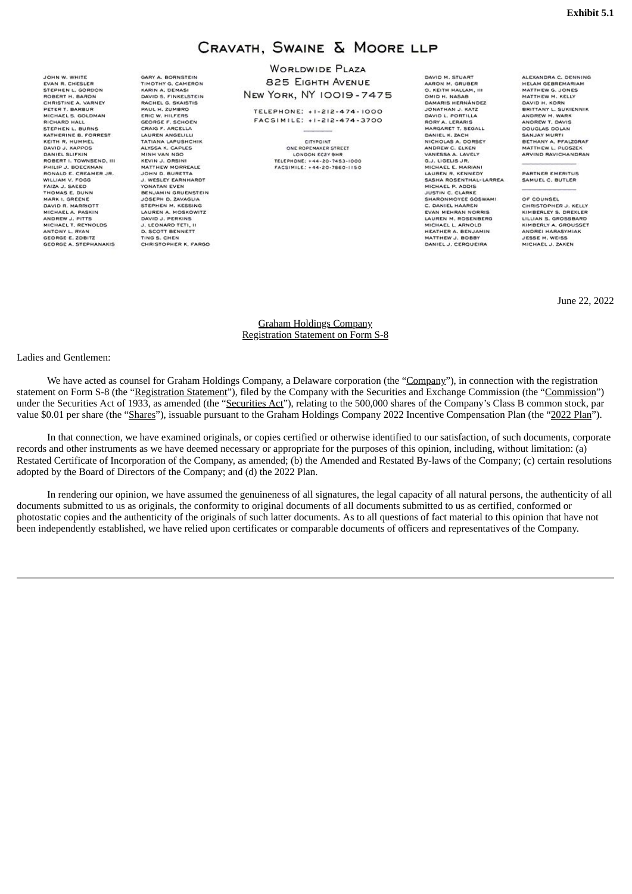**Exhibit 5.1**

# CRAVATH, SWAINE & MOORE LLP

WORLDWIDE PLAZA
825 EIGHTH AVENUE
NEW YORK, NY 10019-7475

TELEPHONE: +1-212-474-1000
FACSIMILE: +1-212-474-3700

CITYPOINT
ONE ROPEMAKER STREET
LONDON EC2Y 9HR
TELEPHONE: +44-20-7453-1000
FACSIMILE: +44-20-7860-1150

JOHN W. WHITE
EVAN R. CHESLER
STEPHEN L. GORDON
ROBERT H. BARON
CHRISTINE A. VARNEY
PETER T. BARBUR
MICHAEL S. GOLDMAN
RICHARD HALL
STEPHEN L. BURNS
KATHERINE B. FORREST
KEITH R. HUMMEL
DAVID J. KAPPOS
DANIEL SLIFKIN
ROBERT I. TOWNSEND, III
PHILIP J. BOECKMAN
RONALD E. CREAMER JR.
WILLIAM V. FOGG
FAIZA J. SAEED
THOMAS E. DUNN
MARK I. GREENE
DAVID R. MARRIOTT
MICHAEL A. PASKIN
ANDREW J. PITTS
MICHAEL T. REYNOLDS
ANTONY L. RYAN
GEORGE E. ZOBITZ
GEORGE A. STEPHANAKIS
GARY A. BORNSTEIN
TIMOTHY G. CAMERON
KARIN A. DEMASI
DAVID S. FINKELSTEIN
RACHEL G. SKAISTIS
PAUL H. ZUMBRO
ERIC W. HILFERS
GEORGE F. SCHOEN
CRAIG F. ARCELLA
LAUREN ANGELILLI
TATIANA LAPUSHCHIK
ALYSSA K. CAPLES
MINH VAN NGO
KEVIN J. ORSINI
MATTHEW MORREALE
JOHN D. BURETTA
J. WESLEY EARNHARDT
YONATAN EVEN
BENJAMIN GRUENSTEIN
JOSEPH D. ZAVAGLIA
STEPHEN M. KESSING
LAUREN A. MOSKOWITZ
DAVID J. PERKINS
J. LEONARD TETI, II
D. SCOTT BENNETT
TING S. CHEN
CHRISTOPHER K. FARGO
DAVID M. STUART
AARON M. GRUBER
O. KEITH HALLAM, III
OMID H. NASAB
DAMARIS HERNÁNDEZ
JONATHAN J. KATZ
DAVID L. PORTILLA
RORY A. LERARIS
MARGARET T. SEGALL
DANIEL K. ZACH
NICHOLAS A. DORSEY
ANDREW C. ELKEN
VANESSA A. LAVELY
G.J. LIGELIS JR.
MICHAEL E. MARIANI
LAUREN R. KENNEDY
SASHA ROSENTHAL-LARREA
MICHAEL P. ADDIS
JUSTIN C. CLARKE
SHARONMOYEE GOSWAMI
C. DANIEL HAAREN
EVAN MEHRAN NORRIS
LAUREN M. ROSENBERG
MICHAEL L. ARNOLD
HEATHER A. BENJAMIN
MATTHEW J. BOBBY
DANIEL J. CERQUEIRA
ALEXANDRA C. DENNING
HELAM GEBREMARIAM
MATTHEW G. JONES
MATTHEW M. KELLY
DAVID H. KORN
BRITTANY L. SUKIENNIK
ANDREW M. WARK
ANDREW T. DAVIS
DOUGLAS DOLAN
SANJAY MURTI
BETHANY A. PFALZGRAF
MATTHEW L. PLOSZEK
ARVIND RAVICHANDRAN

PARTNER EMERITUS
SAMUEL C. BUTLER

OF COUNSEL
CHRISTOPHER J. KELLY
KIMBERLEY S. DREXLER
LILLIAN S. GROSSBARD
KIMBERLY A. GROUSSET
ANDREI HARASYMIAK
JESSE M. WEISS
MICHAEL J. ZAKEN

June 22, 2022

Graham Holdings Company
Registration Statement on Form S-8

Ladies and Gentlemen:

We have acted as counsel for Graham Holdings Company, a Delaware corporation (the "Company"), in connection with the registration statement on Form S-8 (the "Registration Statement"), filed by the Company with the Securities and Exchange Commission (the "Commission") under the Securities Act of 1933, as amended (the "Securities Act"), relating to the 500,000 shares of the Company's Class B common stock, par value $0.01 per share (the "Shares"), issuable pursuant to the Graham Holdings Company 2022 Incentive Compensation Plan (the "2022 Plan").

In that connection, we have examined originals, or copies certified or otherwise identified to our satisfaction, of such documents, corporate records and other instruments as we have deemed necessary or appropriate for the purposes of this opinion, including, without limitation: (a) Restated Certificate of Incorporation of the Company, as amended; (b) the Amended and Restated By-laws of the Company; (c) certain resolutions adopted by the Board of Directors of the Company; and (d) the 2022 Plan.

In rendering our opinion, we have assumed the genuineness of all signatures, the legal capacity of all natural persons, the authenticity of all documents submitted to us as originals, the conformity to original documents of all documents submitted to us as certified, conformed or photostatic copies and the authenticity of the originals of such latter documents. As to all questions of fact material to this opinion that have not been independently established, we have relied upon certificates or comparable documents of officers and representatives of the Company.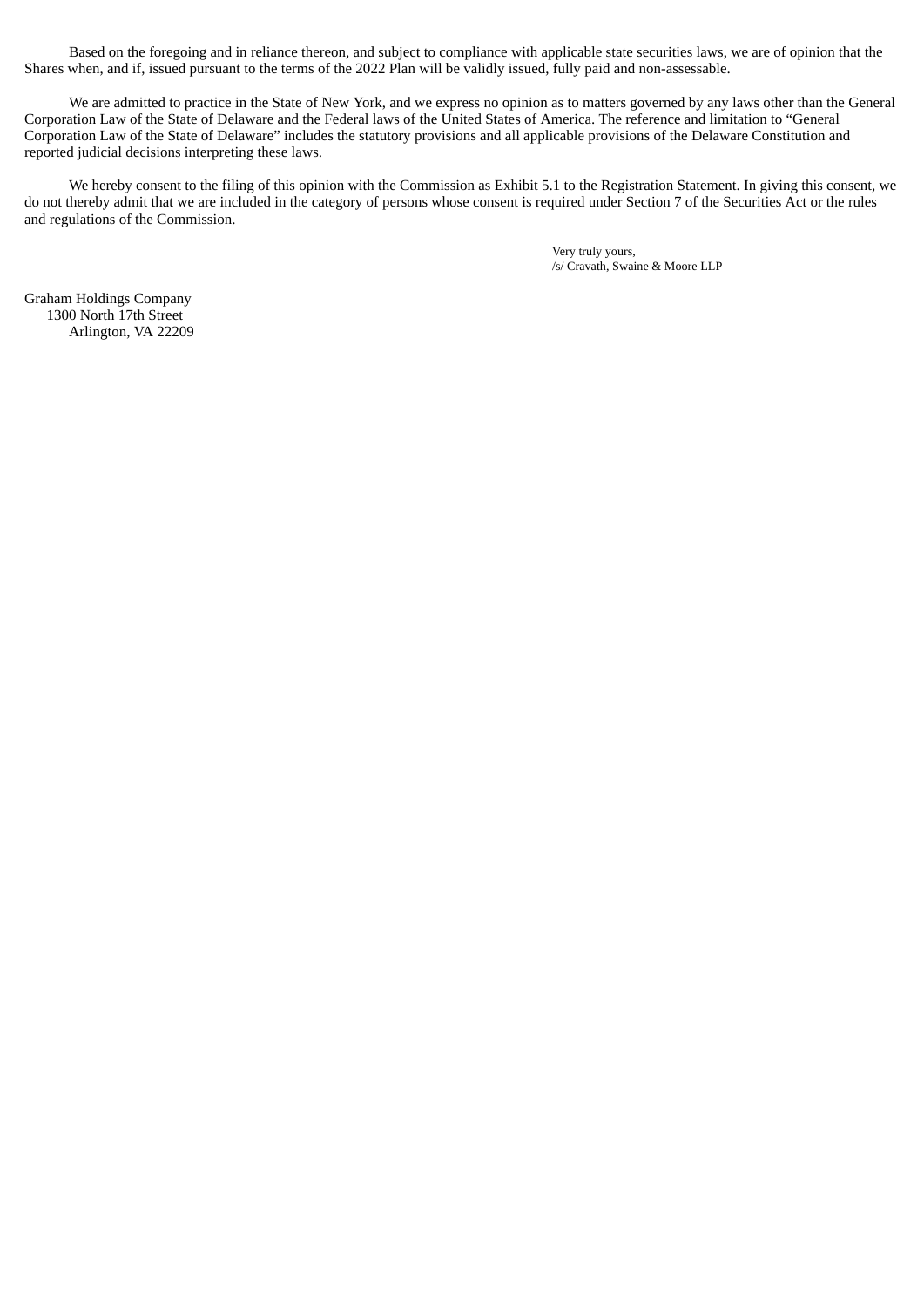Based on the foregoing and in reliance thereon, and subject to compliance with applicable state securities laws, we are of opinion that the Shares when, and if, issued pursuant to the terms of the 2022 Plan will be validly issued, fully paid and non-assessable.

We are admitted to practice in the State of New York, and we express no opinion as to matters governed by any laws other than the General Corporation Law of the State of Delaware and the Federal laws of the United States of America. The reference and limitation to "General Corporation Law of the State of Delaware" includes the statutory provisions and all applicable provisions of the Delaware Constitution and reported judicial decisions interpreting these laws.

We hereby consent to the filing of this opinion with the Commission as Exhibit 5.1 to the Registration Statement. In giving this consent, we do not thereby admit that we are included in the category of persons whose consent is required under Section 7 of the Securities Act or the rules and regulations of the Commission.

Very truly yours,
/s/ Cravath, Swaine & Moore LLP

Graham Holdings Company
1300 North 17th Street
Arlington, VA 22209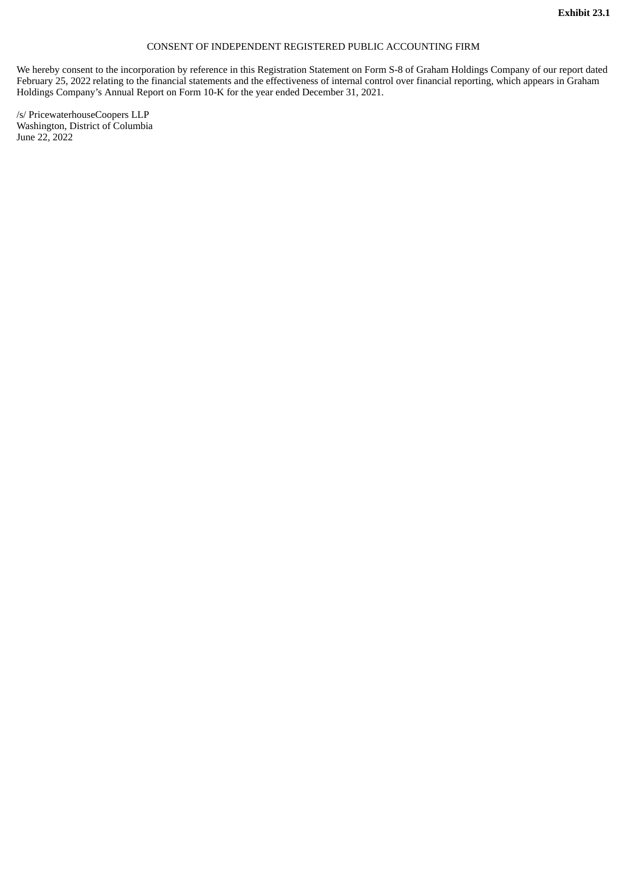**Exhibit 23.1**

CONSENT OF INDEPENDENT REGISTERED PUBLIC ACCOUNTING FIRM

We hereby consent to the incorporation by reference in this Registration Statement on Form S-8 of Graham Holdings Company of our report dated February 25, 2022 relating to the financial statements and the effectiveness of internal control over financial reporting, which appears in Graham Holdings Company's Annual Report on Form 10-K for the year ended December 31, 2021.

/s/ PricewaterhouseCoopers LLP
Washington, District of Columbia
June 22, 2022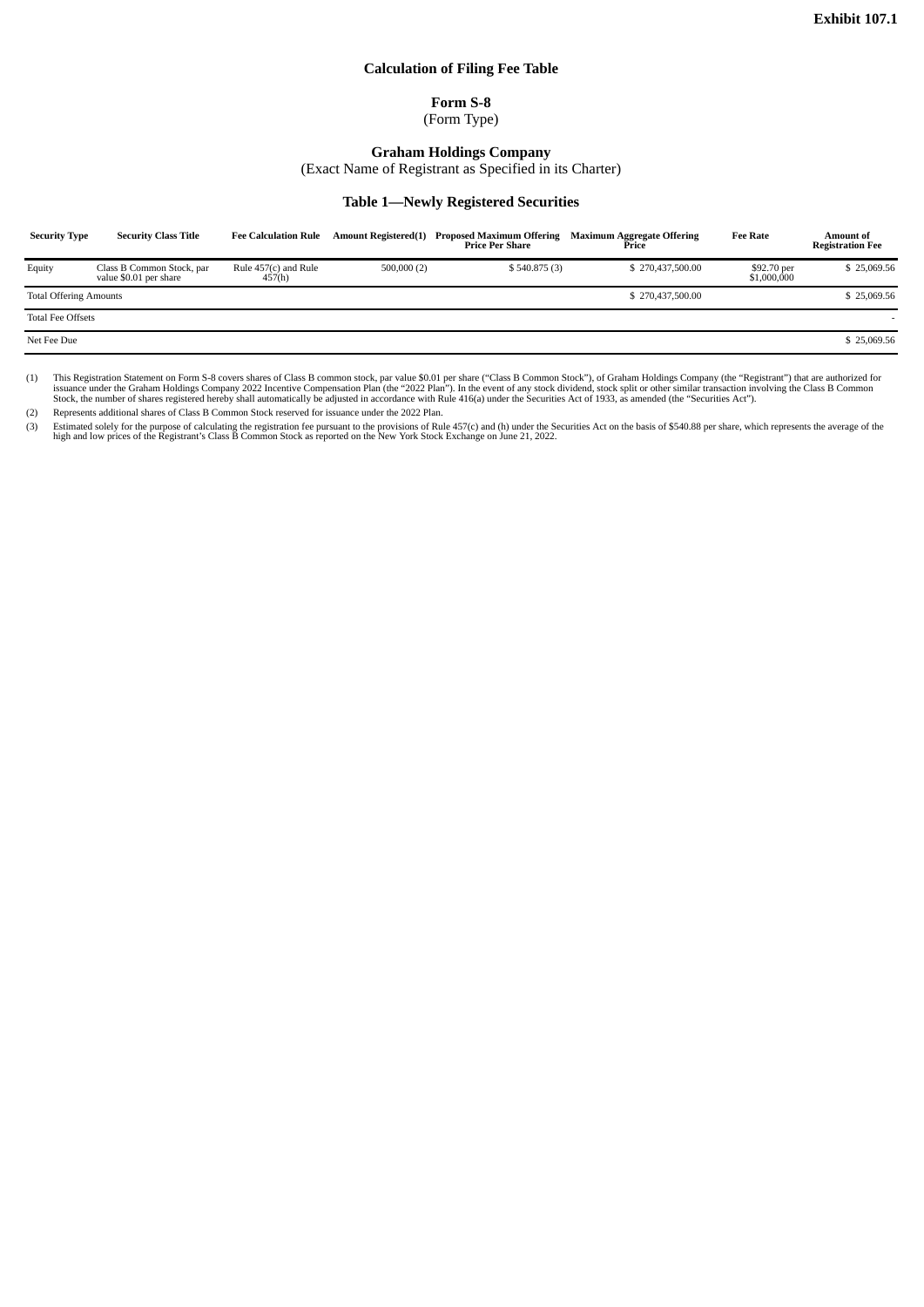**Exhibit 107.1**

# Calculation of Filing Fee Table

**Form S-8**
(Form Type)

**Graham Holdings Company**
(Exact Name of Registrant as Specified in its Charter)

## Table 1—Newly Registered Securities

| Security Type | Security Class Title | Fee Calculation Rule | Amount Registered(1) | Proposed Maximum Offering Price Per Share | Maximum Aggregate Offering Price | Fee Rate | Amount of Registration Fee |
|---|---|---|---|---|---|---|---|
| Equity | Class B Common Stock, par value $0.01 per share | Rule 457(c) and Rule 457(h) | 500,000 (2) | $ 540.875 (3) | $ 270,437,500.00 | $92.70 per $1,000,000 | $ 25,069.56 |
| Total Offering Amounts | | | | | $ 270,437,500.00 | | $ 25,069.56 |
| Total Fee Offsets | | | | | | | - |
| Net Fee Due | | | | | | | $ 25,069.56 |

(1) This Registration Statement on Form S-8 covers shares of Class B common stock, par value $0.01 per share ("Class B Common Stock"), of Graham Holdings Company (the "Registrant") that are authorized for issuance under the Graham Holdings Company 2022 Incentive Compensation Plan (the "2022 Plan"). In the event of any stock dividend, stock split or other similar transaction involving the Class B Common Stock, the number of shares registered hereby shall automatically be adjusted in accordance with Rule 416(a) under the Securities Act of 1933, as amended (the "Securities Act").

(2) Represents additional shares of Class B Common Stock reserved for issuance under the 2022 Plan.

(3) Estimated solely for the purpose of calculating the registration fee pursuant to the provisions of Rule 457(c) and (h) under the Securities Act on the basis of $540.88 per share, which represents the average of the high and low prices of the Registrant's Class B Common Stock as reported on the New York Stock Exchange on June 21, 2022.